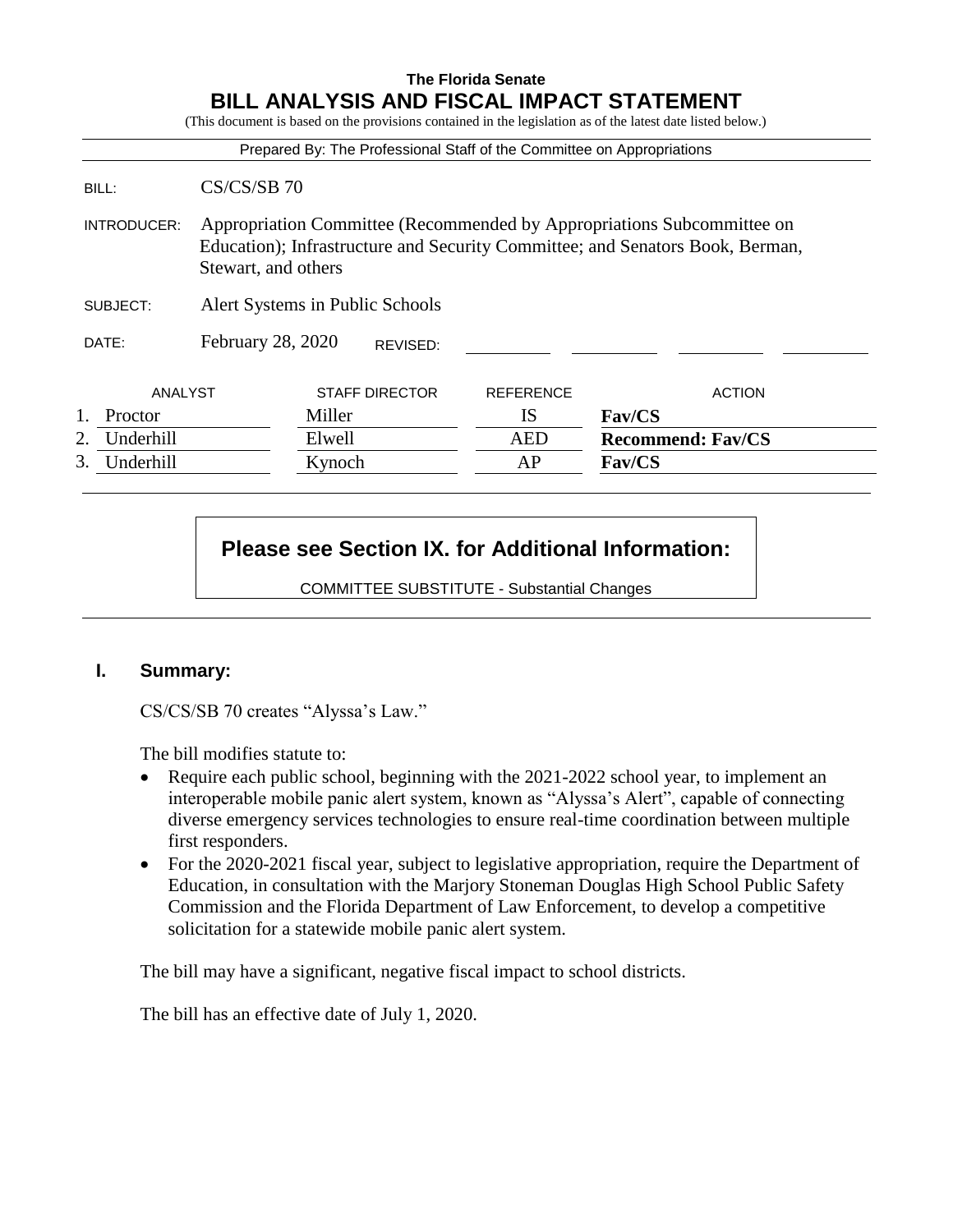**The Florida Senate**

# BILL ANALYSIS AND FISCAL IMPACT STATEMENT

(This document is based on the provisions contained in the legislation as of the latest date listed below.)

Prepared By: The Professional Staff of the Committee on Appropriations

| | |
|---|---|
| BILL: | CS/CS/SB 70 |
| INTRODUCER: | Appropriation Committee (Recommended by Appropriations Subcommittee on Education); Infrastructure and Security Committee; and Senators Book, Berman, Stewart, and others |
| SUBJECT: | Alert Systems in Public Schools |
| DATE: | February 28, 2020 REVISED: |

| | ANALYST | STAFF DIRECTOR | REFERENCE | ACTION |
|---|---|---|---|---|
| 1. | Proctor | Miller | IS | **Fav/CS** |
| 2. | Underhill | Elwell | AED | **Recommend: Fav/CS** |
| 3. | Underhill | Kynoch | AP | **Fav/CS** |

**Please see Section IX. for Additional Information:**

COMMITTEE SUBSTITUTE - Substantial Changes

## I. Summary:

CS/CS/SB 70 creates "Alyssa's Law."

The bill modifies statute to:

- Require each public school, beginning with the 2021-2022 school year, to implement an interoperable mobile panic alert system, known as "Alyssa's Alert", capable of connecting diverse emergency services technologies to ensure real-time coordination between multiple first responders.
- For the 2020-2021 fiscal year, subject to legislative appropriation, require the Department of Education, in consultation with the Marjory Stoneman Douglas High School Public Safety Commission and the Florida Department of Law Enforcement, to develop a competitive solicitation for a statewide mobile panic alert system.

The bill may have a significant, negative fiscal impact to school districts.

The bill has an effective date of July 1, 2020.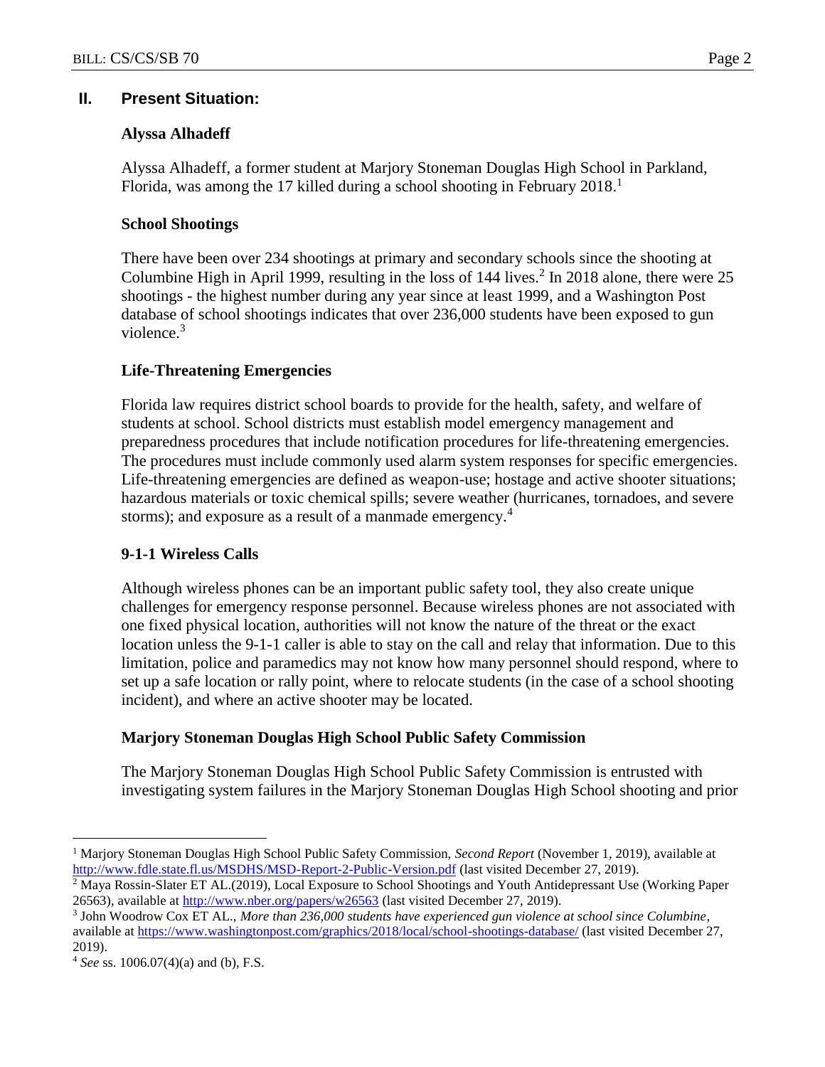## II. Present Situation:

### Alyssa Alhadeff

Alyssa Alhadeff, a former student at Marjory Stoneman Douglas High School in Parkland, Florida, was among the 17 killed during a school shooting in February 2018.[1]

### School Shootings

There have been over 234 shootings at primary and secondary schools since the shooting at Columbine High in April 1999, resulting in the loss of 144 lives.[2] In 2018 alone, there were 25 shootings - the highest number during any year since at least 1999, and a Washington Post database of school shootings indicates that over 236,000 students have been exposed to gun violence.[3]

### Life-Threatening Emergencies

Florida law requires district school boards to provide for the health, safety, and welfare of students at school. School districts must establish model emergency management and preparedness procedures that include notification procedures for life-threatening emergencies. The procedures must include commonly used alarm system responses for specific emergencies. Life-threatening emergencies are defined as weapon-use; hostage and active shooter situations; hazardous materials or toxic chemical spills; severe weather (hurricanes, tornadoes, and severe storms); and exposure as a result of a manmade emergency.[4]

### 9-1-1 Wireless Calls

Although wireless phones can be an important public safety tool, they also create unique challenges for emergency response personnel. Because wireless phones are not associated with one fixed physical location, authorities will not know the nature of the threat or the exact location unless the 9-1-1 caller is able to stay on the call and relay that information. Due to this limitation, police and paramedics may not know how many personnel should respond, where to set up a safe location or rally point, where to relocate students (in the case of a school shooting incident), and where an active shooter may be located.

### Marjory Stoneman Douglas High School Public Safety Commission

The Marjory Stoneman Douglas High School Public Safety Commission is entrusted with investigating system failures in the Marjory Stoneman Douglas High School shooting and prior

---

[1] Marjory Stoneman Douglas High School Public Safety Commission, *Second Report* (November 1, 2019), available at http://www.fdle.state.fl.us/MSDHS/MSD-Report-2-Public-Version.pdf (last visited December 27, 2019).

[2] Maya Rossin-Slater ET AL.(2019), Local Exposure to School Shootings and Youth Antidepressant Use (Working Paper 26563), available at http://www.nber.org/papers/w26563 (last visited December 27, 2019).

[3] John Woodrow Cox ET AL., *More than 236,000 students have experienced gun violence at school since Columbine*, available at https://www.washingtonpost.com/graphics/2018/local/school-shootings-database/ (last visited December 27, 2019).

[4] *See* ss. 1006.07(4)(a) and (b), F.S.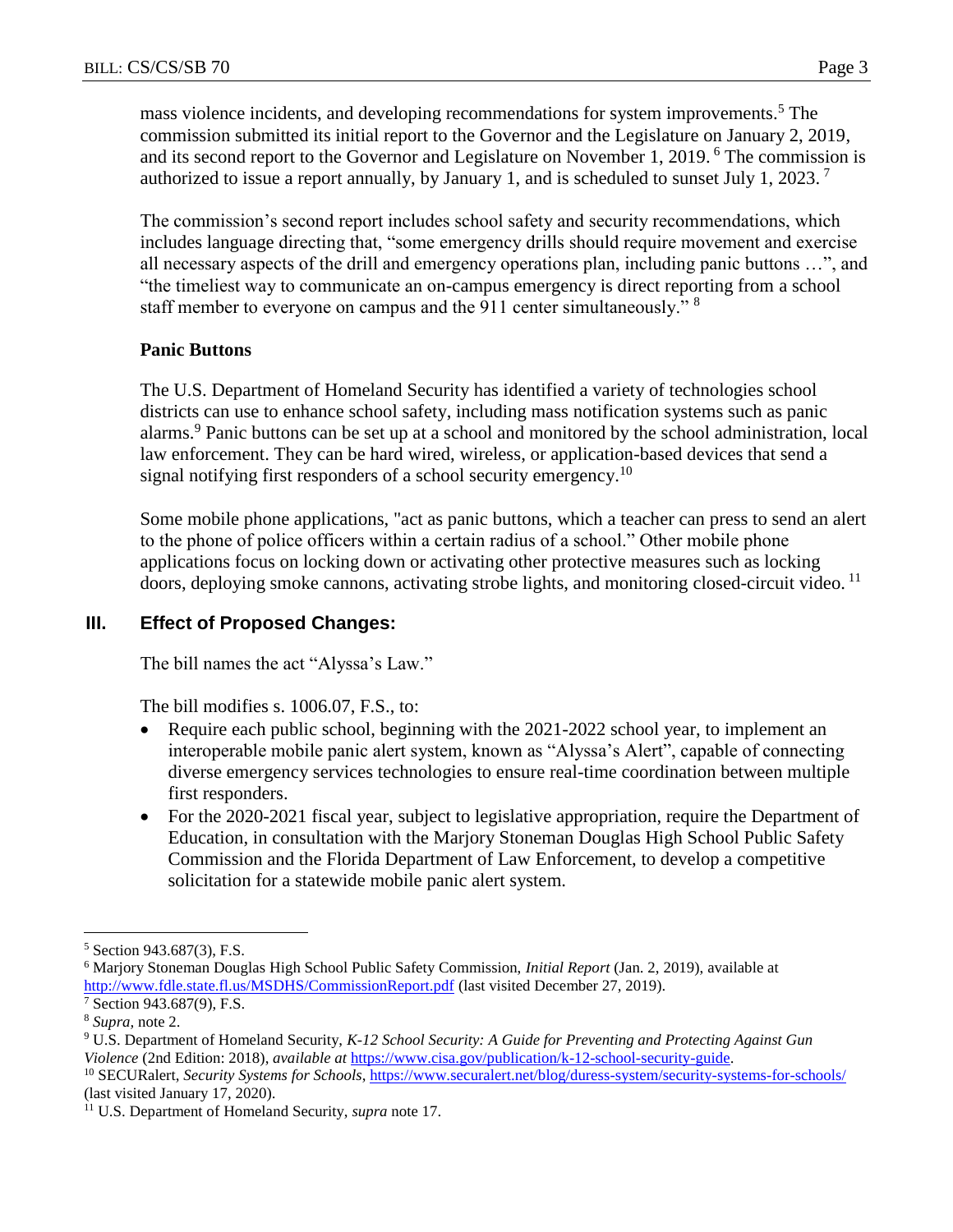mass violence incidents, and developing recommendations for system improvements.[5] The commission submitted its initial report to the Governor and the Legislature on January 2, 2019, and its second report to the Governor and Legislature on November 1, 2019.[6] The commission is authorized to issue a report annually, by January 1, and is scheduled to sunset July 1, 2023.[7]

The commission's second report includes school safety and security recommendations, which includes language directing that, "some emergency drills should require movement and exercise all necessary aspects of the drill and emergency operations plan, including panic buttons …", and "the timeliest way to communicate an on-campus emergency is direct reporting from a school staff member to everyone on campus and the 911 center simultaneously."[8]

**Panic Buttons**

The U.S. Department of Homeland Security has identified a variety of technologies school districts can use to enhance school safety, including mass notification systems such as panic alarms.[9] Panic buttons can be set up at a school and monitored by the school administration, local law enforcement. They can be hard wired, wireless, or application-based devices that send a signal notifying first responders of a school security emergency.[10]

Some mobile phone applications, "act as panic buttons, which a teacher can press to send an alert to the phone of police officers within a certain radius of a school." Other mobile phone applications focus on locking down or activating other protective measures such as locking doors, deploying smoke cannons, activating strobe lights, and monitoring closed-circuit video.[11]

## III. Effect of Proposed Changes:

The bill names the act "Alyssa's Law."

The bill modifies s. 1006.07, F.S., to:

- Require each public school, beginning with the 2021-2022 school year, to implement an interoperable mobile panic alert system, known as "Alyssa's Alert", capable of connecting diverse emergency services technologies to ensure real-time coordination between multiple first responders.
- For the 2020-2021 fiscal year, subject to legislative appropriation, require the Department of Education, in consultation with the Marjory Stoneman Douglas High School Public Safety Commission and the Florida Department of Law Enforcement, to develop a competitive solicitation for a statewide mobile panic alert system.

---

[5] Section 943.687(3), F.S.

[6] Marjory Stoneman Douglas High School Public Safety Commission, *Initial Report* (Jan. 2, 2019), available at http://www.fdle.state.fl.us/MSDHS/CommissionReport.pdf (last visited December 27, 2019).

[7] Section 943.687(9), F.S.

[8] *Supra*, note 2.

[9] U.S. Department of Homeland Security, *K-12 School Security: A Guide for Preventing and Protecting Against Gun Violence* (2nd Edition: 2018), *available at* https://www.cisa.gov/publication/k-12-school-security-guide.

[10] SECURalert, *Security Systems for Schools*, https://www.securalert.net/blog/duress-system/security-systems-for-schools/ (last visited January 17, 2020).

[11] U.S. Department of Homeland Security, *supra* note 17.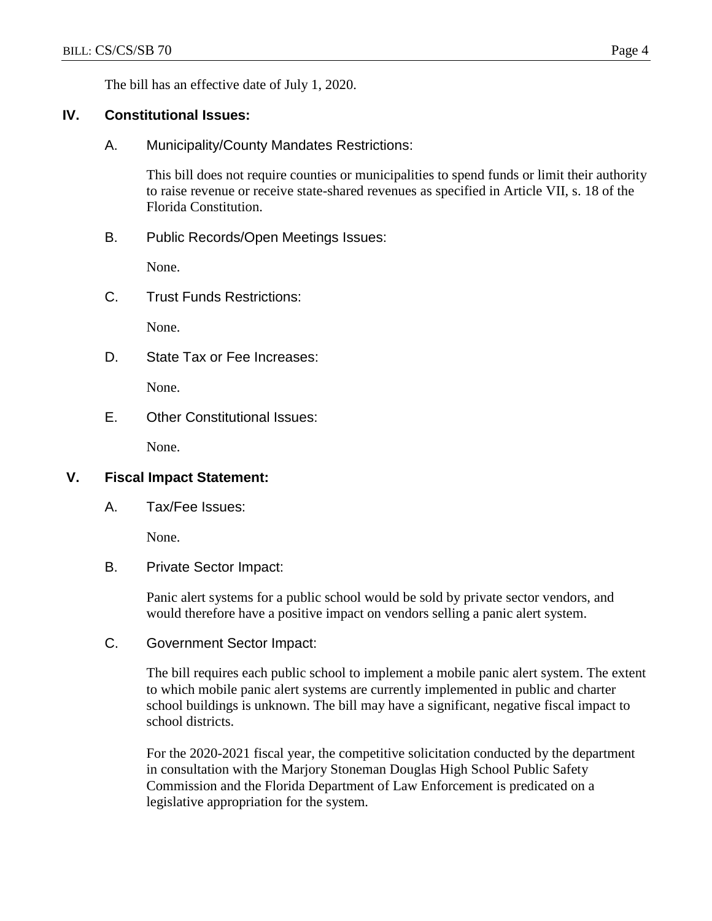The bill has an effective date of July 1, 2020.

## IV. Constitutional Issues:

### A. Municipality/County Mandates Restrictions:

This bill does not require counties or municipalities to spend funds or limit their authority to raise revenue or receive state-shared revenues as specified in Article VII, s. 18 of the Florida Constitution.

### B. Public Records/Open Meetings Issues:

None.

### C. Trust Funds Restrictions:

None.

### D. State Tax or Fee Increases:

None.

### E. Other Constitutional Issues:

None.

## V. Fiscal Impact Statement:

### A. Tax/Fee Issues:

None.

### B. Private Sector Impact:

Panic alert systems for a public school would be sold by private sector vendors, and would therefore have a positive impact on vendors selling a panic alert system.

### C. Government Sector Impact:

The bill requires each public school to implement a mobile panic alert system. The extent to which mobile panic alert systems are currently implemented in public and charter school buildings is unknown. The bill may have a significant, negative fiscal impact to school districts.

For the 2020-2021 fiscal year, the competitive solicitation conducted by the department in consultation with the Marjory Stoneman Douglas High School Public Safety Commission and the Florida Department of Law Enforcement is predicated on a legislative appropriation for the system.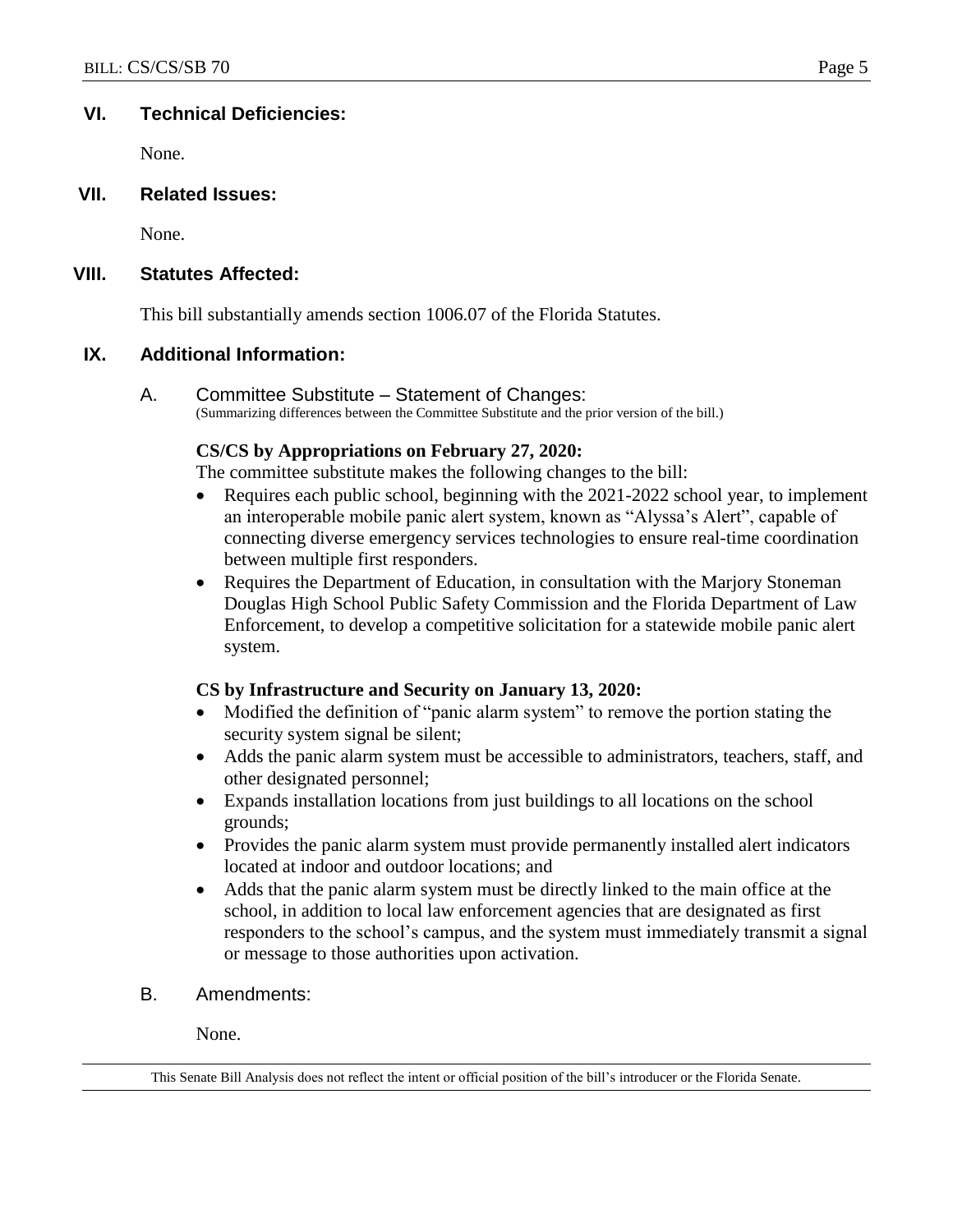## VI. Technical Deficiencies:

None.

## VII. Related Issues:

None.

## VIII. Statutes Affected:

This bill substantially amends section 1006.07 of the Florida Statutes.

## IX. Additional Information:

### A. Committee Substitute – Statement of Changes:

(Summarizing differences between the Committee Substitute and the prior version of the bill.)

**CS/CS by Appropriations on February 27, 2020:**

The committee substitute makes the following changes to the bill:

- Requires each public school, beginning with the 2021-2022 school year, to implement an interoperable mobile panic alert system, known as "Alyssa's Alert", capable of connecting diverse emergency services technologies to ensure real-time coordination between multiple first responders.
- Requires the Department of Education, in consultation with the Marjory Stoneman Douglas High School Public Safety Commission and the Florida Department of Law Enforcement, to develop a competitive solicitation for a statewide mobile panic alert system.

**CS by Infrastructure and Security on January 13, 2020:**

- Modified the definition of "panic alarm system" to remove the portion stating the security system signal be silent;
- Adds the panic alarm system must be accessible to administrators, teachers, staff, and other designated personnel;
- Expands installation locations from just buildings to all locations on the school grounds;
- Provides the panic alarm system must provide permanently installed alert indicators located at indoor and outdoor locations; and
- Adds that the panic alarm system must be directly linked to the main office at the school, in addition to local law enforcement agencies that are designated as first responders to the school's campus, and the system must immediately transmit a signal or message to those authorities upon activation.

### B. Amendments:

None.

This Senate Bill Analysis does not reflect the intent or official position of the bill's introducer or the Florida Senate.